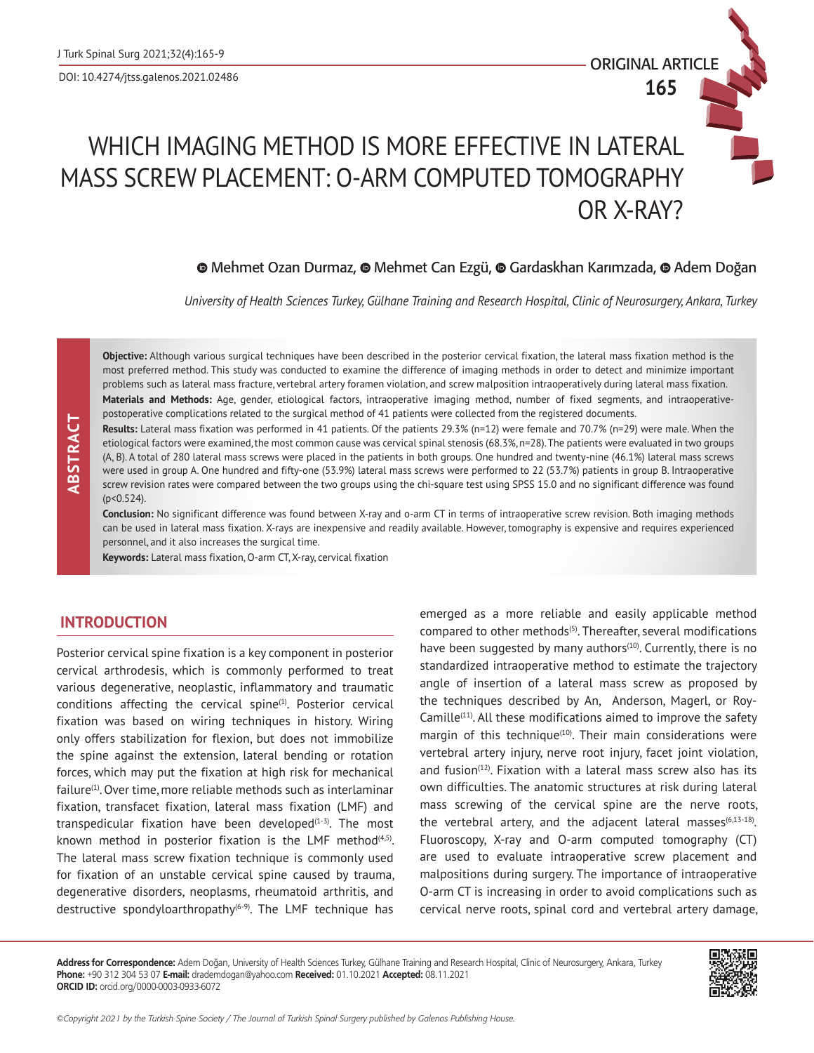ORIGINAL ARTICLE

# WHICH IMAGING METHOD IS MORE EFFECTIVE IN LATERAL MASS SCREW PLACEMENT: O-ARM COMPUTED TOMOGRAPHY OR X-RAY?

Mehmet Ozan Durmaz, Mehmet Can Ezgü, Gardaskhan Karımzada, Adem Doğan

*University of Health Sciences Turkey, Gülhane Training and Research Hospital, Clinic of Neurosurgery, Ankara, Turkey*

## ABSTRACT

**Objective:** Although various surgical techniques have been described in the posterior cervical fixation, the lateral mass fixation method is the most preferred method. This study was conducted to examine the difference of imaging methods in order to detect and minimize important problems such as lateral mass fracture, vertebral artery foramen violation, and screw malposition intraoperatively during lateral mass fixation.

**Materials and Methods:** Age, gender, etiological factors, intraoperative imaging method, number of fixed segments, and intraoperative-postoperative complications related to the surgical method of 41 patients were collected from the registered documents.

**Results:** Lateral mass fixation was performed in 41 patients. Of the patients 29.3% (n=12) were female and 70.7% (n=29) were male. When the etiological factors were examined, the most common cause was cervical spinal stenosis (68.3%, n=28). The patients were evaluated in two groups (A, B). A total of 280 lateral mass screws were placed in the patients in both groups. One hundred and twenty-nine (46.1%) lateral mass screws were used in group A. One hundred and fifty-one (53.9%) lateral mass screws were performed to 22 (53.7%) patients in group B. Intraoperative screw revision rates were compared between the two groups using the chi-square test using SPSS 15.0 and no significant difference was found ($p<0.524$).

**Conclusion:** No significant difference was found between X-ray and o-arm CT in terms of intraoperative screw revision. Both imaging methods can be used in lateral mass fixation. X-rays are inexpensive and readily available. However, tomography is expensive and requires experienced personnel, and it also increases the surgical time.

**Keywords:** Lateral mass fixation, O-arm CT, X-ray, cervical fixation

## INTRODUCTION

Posterior cervical spine fixation is a key component in posterior cervical arthrodesis, which is commonly performed to treat various degenerative, neoplastic, inflammatory and traumatic conditions affecting the cervical spine[1]. Posterior cervical fixation was based on wiring techniques in history. Wiring only offers stabilization for flexion, but does not immobilize the spine against the extension, lateral bending or rotation forces, which may put the fixation at high risk for mechanical failure[1]. Over time, more reliable methods such as interlaminar fixation, transfacet fixation, lateral mass fixation (LMF) and transpedicular fixation have been developed[1-3]. The most known method in posterior fixation is the LMF method[4,5]. The lateral mass screw fixation technique is commonly used for fixation of an unstable cervical spine caused by trauma, degenerative disorders, neoplasms, rheumatoid arthritis, and destructive spondyloarthropathy[6-9]. The LMF technique has emerged as a more reliable and easily applicable method compared to other methods[5]. Thereafter, several modifications have been suggested by many authors[10]. Currently, there is no standardized intraoperative method to estimate the trajectory angle of insertion of a lateral mass screw as proposed by the techniques described by An, Anderson, Magerl, or Roy-Camille[11]. All these modifications aimed to improve the safety margin of this technique[10]. Their main considerations were vertebral artery injury, nerve root injury, facet joint violation, and fusion[12]. Fixation with a lateral mass screw also has its own difficulties. The anatomic structures at risk during lateral mass screwing of the cervical spine are the nerve roots, the vertebral artery, and the adjacent lateral masses[6,13-18]. Fluoroscopy, X-ray and O-arm computed tomography (CT) are used to evaluate intraoperative screw placement and malpositions during surgery. The importance of intraoperative O-arm CT is increasing in order to avoid complications such as cervical nerve roots, spinal cord and vertebral artery damage,

**Address for Correspondence:** Adem Doğan, University of Health Sciences Turkey, Gülhane Training and Research Hospital, Clinic of Neurosurgery, Ankara, Turkey
**Phone:** +90 312 304 53 07 **E-mail:** drademdogan@yahoo.com **Received:** 01.10.2021 **Accepted:** 08.11.2021
**ORCID ID:** orcid.org/0000-0003-0933-6072

©Copyright 2021 by the Turkish Spine Society / The Journal of Turkish Spinal Surgery published by Galenos Publishing House.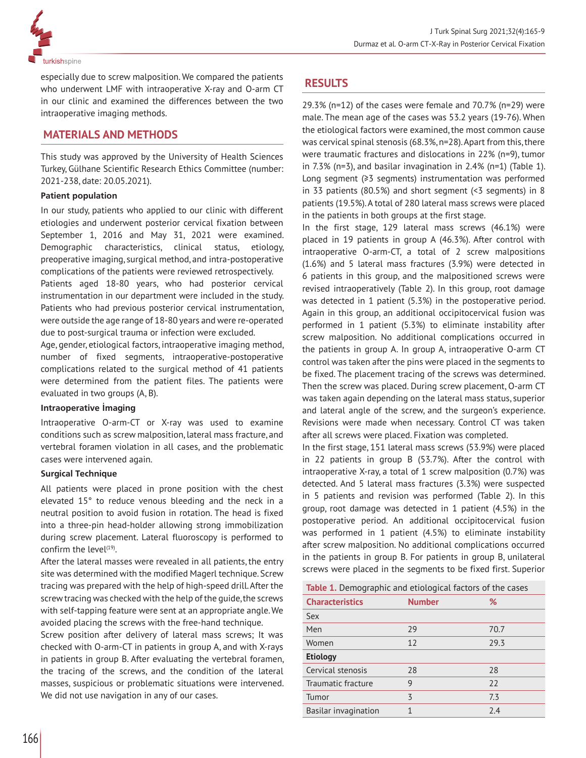especially due to screw malposition. We compared the patients who underwent LMF with intraoperative X-ray and O-arm CT in our clinic and examined the differences between the two intraoperative imaging methods.

## MATERIALS AND METHODS

This study was approved by the University of Health Sciences Turkey, Gülhane Scientific Research Ethics Committee (number: 2021-238, date: 20.05.2021).

**Patient population**

In our study, patients who applied to our clinic with different etiologies and underwent posterior cervical fixation between September 1, 2016 and May 31, 2021 were examined. Demographic characteristics, clinical status, etiology, preoperative imaging, surgical method, and intra-postoperative complications of the patients were reviewed retrospectively.

Patients aged 18-80 years, who had posterior cervical instrumentation in our department were included in the study. Patients who had previous posterior cervical instrumentation, were outside the age range of 18-80 years and were re-operated due to post-surgical trauma or infection were excluded.

Age, gender, etiological factors, intraoperative imaging method, number of fixed segments, intraoperative-postoperative complications related to the surgical method of 41 patients were determined from the patient files. The patients were evaluated in two groups (A, B).

**Intraoperative İmaging**

Intraoperative O-arm-CT or X-ray was used to examine conditions such as screw malposition, lateral mass fracture, and vertebral foramen violation in all cases, and the problematic cases were intervened again.

**Surgical Technique**

All patients were placed in prone position with the chest elevated 15° to reduce venous bleeding and the neck in a neutral position to avoid fusion in rotation. The head is fixed into a three-pin head-holder allowing strong immobilization during screw placement. Lateral fluoroscopy is performed to confirm the level[19].

After the lateral masses were revealed in all patients, the entry site was determined with the modified Magerl technique. Screw tracing was prepared with the help of high-speed drill. After the screw tracing was checked with the help of the guide, the screws with self-tapping feature were sent at an appropriate angle. We avoided placing the screws with the free-hand technique.

Screw position after delivery of lateral mass screws; It was checked with O-arm-CT in patients in group A, and with X-rays in patients in group B. After evaluating the vertebral foramen, the tracing of the screws, and the condition of the lateral masses, suspicious or problematic situations were intervened. We did not use navigation in any of our cases.

## RESULTS

29.3% (n=12) of the cases were female and 70.7% (n=29) were male. The mean age of the cases was 53.2 years (19-76). When the etiological factors were examined, the most common cause was cervical spinal stenosis (68.3%, n=28). Apart from this, there were traumatic fractures and dislocations in 22% (n=9), tumor in 7.3% (n=3), and basilar invagination in 2.4% (n=1) (Table 1). Long segment (⩾3 segments) instrumentation was performed in 33 patients (80.5%) and short segment (<3 segments) in 8 patients (19.5%). A total of 280 lateral mass screws were placed in the patients in both groups at the first stage.

In the first stage, 129 lateral mass screws (46.1%) were placed in 19 patients in group A (46.3%). After control with intraoperative O-arm-CT, a total of 2 screw malpositions (1.6%) and 5 lateral mass fractures (3.9%) were detected in 6 patients in this group, and the malpositioned screws were revised intraoperatively (Table 2). In this group, root damage was detected in 1 patient (5.3%) in the postoperative period. Again in this group, an additional occipitocervical fusion was performed in 1 patient (5.3%) to eliminate instability after screw malposition. No additional complications occurred in the patients in group A. In group A, intraoperative O-arm CT control was taken after the pins were placed in the segments to be fixed. The placement tracing of the screws was determined. Then the screw was placed. During screw placement, O-arm CT was taken again depending on the lateral mass status, superior and lateral angle of the screw, and the surgeon's experience. Revisions were made when necessary. Control CT was taken after all screws were placed. Fixation was completed.

In the first stage, 151 lateral mass screws (53.9%) were placed in 22 patients in group B (53.7%). After the control with intraoperative X-ray, a total of 1 screw malposition (0.7%) was detected. And 5 lateral mass fractures (3.3%) were suspected in 5 patients and revision was performed (Table 2). In this group, root damage was detected in 1 patient (4.5%) in the postoperative period. An additional occipitocervical fusion was performed in 1 patient (4.5%) to eliminate instability after screw malposition. No additional complications occurred in the patients in group B. For patients in group B, unilateral screws were placed in the segments to be fixed first. Superior

Table 1. Demographic and etiological factors of the cases

| Characteristics | Number | % |
|---|---|---|
| Sex | | |
| Men | 29 | 70.7 |
| Women | 12 | 29.3 |
| **Etiology** | | |
| Cervical stenosis | 28 | 28 |
| Traumatic fracture | 9 | 22 |
| Tumor | 3 | 7.3 |
| Basilar invagination | 1 | 2.4 |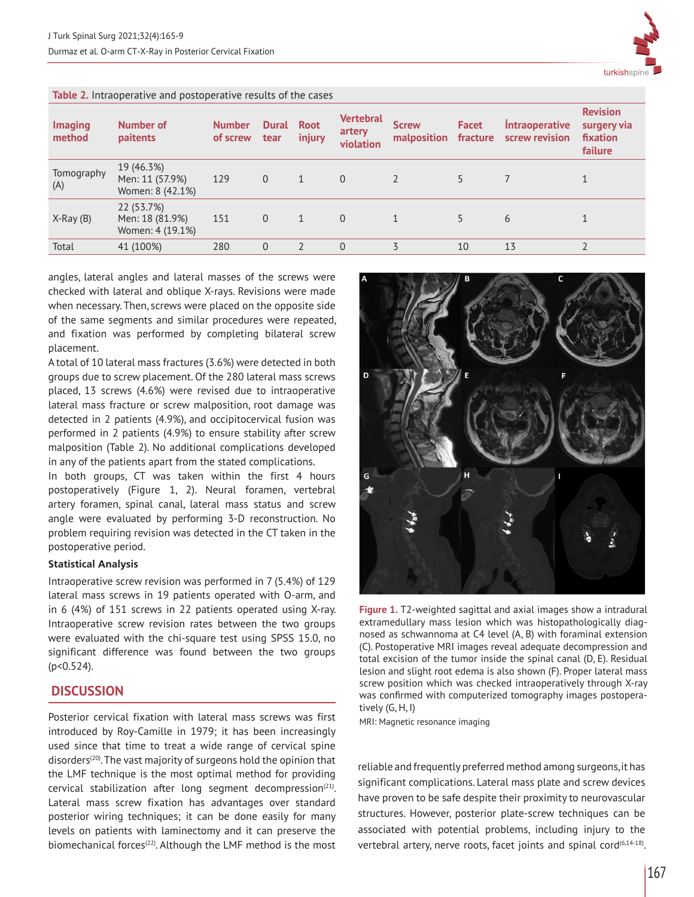**Table 2.** Intraoperative and postoperative results of the cases

| Imaging method | Number of paitents | Number of screw | Dural tear | Root injury | Vertebral artery violation | Screw malposition | Facet fracture | İntraoperative screw revision | Revision surgery via fixation failure |
|---|---|---|---|---|---|---|---|---|---|
| Tomography (A) | 19 (46.3%) Men: 11 (57.9%) Women: 8 (42.1%) | 129 | 0 | 1 | 0 | 2 | 5 | 7 | 1 |
| X-Ray (B) | 22 (53.7%) Men: 18 (81.9%) Women: 4 (19.1%) | 151 | 0 | 1 | 0 | 1 | 5 | 6 | 1 |
| Total | 41 (100%) | 280 | 0 | 2 | 0 | 3 | 10 | 13 | 2 |

angles, lateral angles and lateral masses of the screws were checked with lateral and oblique X-rays. Revisions were made when necessary. Then, screws were placed on the opposite side of the same segments and similar procedures were repeated, and fixation was performed by completing bilateral screw placement.

A total of 10 lateral mass fractures (3.6%) were detected in both groups due to screw placement. Of the 280 lateral mass screws placed, 13 screws (4.6%) were revised due to intraoperative lateral mass fracture or screw malposition, root damage was detected in 2 patients (4.9%), and occipitocervical fusion was performed in 2 patients (4.9%) to ensure stability after screw malposition (Table 2). No additional complications developed in any of the patients apart from the stated complications.

In both groups, CT was taken within the first 4 hours postoperatively (Figure 1, 2). Neural foramen, vertebral artery foramen, spinal canal, lateral mass status and screw angle were evaluated by performing 3-D reconstruction. No problem requiring revision was detected in the CT taken in the postoperative period.

### Statistical Analysis

Intraoperative screw revision was performed in 7 (5.4%) of 129 lateral mass screws in 19 patients operated with O-arm, and in 6 (4%) of 151 screws in 22 patients operated using X-ray. Intraoperative screw revision rates between the two groups were evaluated with the chi-square test using SPSS 15.0, no significant difference was found between the two groups ($p<0.524$).

**Figure 1.** T2-weighted sagittal and axial images show a intradural extramedullary mass lesion which was histopathologically diagnosed as schwannoma at C4 level (A, B) with foraminal extension (C). Postoperative MRI images reveal adequate decompression and total excision of the tumor inside the spinal canal (D, E). Residual lesion and slight root edema is also shown (F). Proper lateral mass screw position which was checked intraoperatively through X-ray was confirmed with computerized tomography images postoperatively (G, H, I)

MRI: Magnetic resonance imaging

## DISCUSSION

Posterior cervical fixation with lateral mass screws was first introduced by Roy-Camille in 1979; it has been increasingly used since that time to treat a wide range of cervical spine disorders[20]. The vast majority of surgeons hold the opinion that the LMF technique is the most optimal method for providing cervical stabilization after long segment decompression[21]. Lateral mass screw fixation has advantages over standard posterior wiring techniques; it can be done easily for many levels on patients with laminectomy and it can preserve the biomechanical forces[22]. Although the LMF method is the most reliable and frequently preferred method among surgeons, it has significant complications. Lateral mass plate and screw devices have proven to be safe despite their proximity to neurovascular structures. However, posterior plate-screw techniques can be associated with potential problems, including injury to the vertebral artery, nerve roots, facet joints and spinal cord[6,14-18].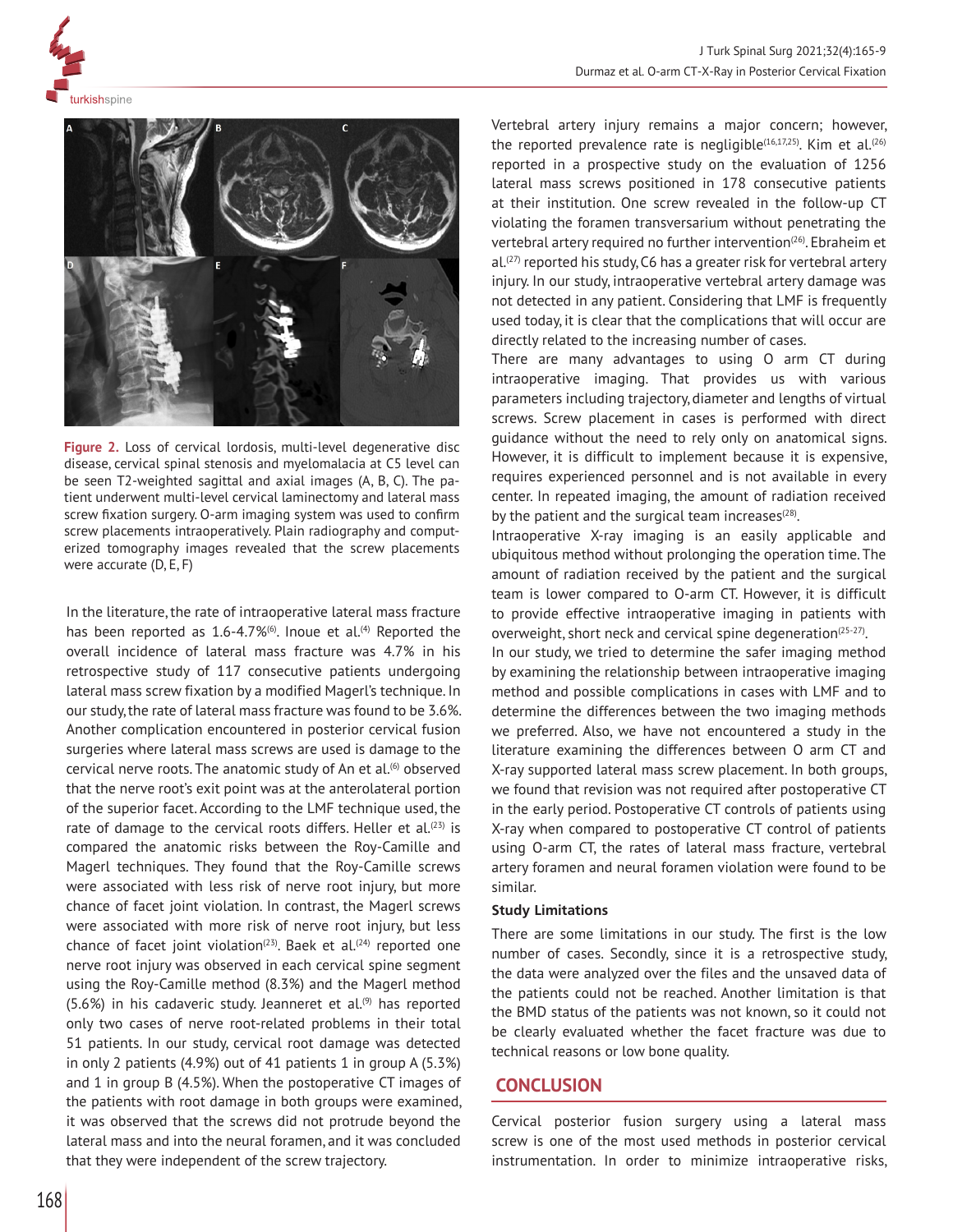Figure 2. Loss of cervical lordosis, multi-level degenerative disc disease, cervical spinal stenosis and myelomalacia at C5 level can be seen T2-weighted sagittal and axial images (A, B, C). The patient underwent multi-level cervical laminectomy and lateral mass screw fixation surgery. O-arm imaging system was used to confirm screw placements intraoperatively. Plain radiography and computerized tomography images revealed that the screw placements were accurate (D, E, F)

In the literature, the rate of intraoperative lateral mass fracture has been reported as 1.6-4.7%[6]. Inoue et al.[4] Reported the overall incidence of lateral mass fracture was 4.7% in his retrospective study of 117 consecutive patients undergoing lateral mass screw fixation by a modified Magerl's technique. In our study, the rate of lateral mass fracture was found to be 3.6%. Another complication encountered in posterior cervical fusion surgeries where lateral mass screws are used is damage to the cervical nerve roots. The anatomic study of An et al.[6] observed that the nerve root's exit point was at the anterolateral portion of the superior facet. According to the LMF technique used, the rate of damage to the cervical roots differs. Heller et al.[23] is compared the anatomic risks between the Roy-Camille and Magerl techniques. They found that the Roy-Camille screws were associated with less risk of nerve root injury, but more chance of facet joint violation. In contrast, the Magerl screws were associated with more risk of nerve root injury, but less chance of facet joint violation[23]. Baek et al.[24] reported one nerve root injury was observed in each cervical spine segment using the Roy-Camille method (8.3%) and the Magerl method (5.6%) in his cadaveric study. Jeanneret et al.[9] has reported only two cases of nerve root-related problems in their total 51 patients. In our study, cervical root damage was detected in only 2 patients (4.9%) out of 41 patients 1 in group A (5.3%) and 1 in group B (4.5%). When the postoperative CT images of the patients with root damage in both groups were examined, it was observed that the screws did not protrude beyond the lateral mass and into the neural foramen, and it was concluded that they were independent of the screw trajectory.

Vertebral artery injury remains a major concern; however, the reported prevalence rate is negligible[16,17,25]. Kim et al.[26] reported in a prospective study on the evaluation of 1256 lateral mass screws positioned in 178 consecutive patients at their institution. One screw revealed in the follow-up CT violating the foramen transversarium without penetrating the vertebral artery required no further intervention[26]. Ebraheim et al.[27] reported his study, C6 has a greater risk for vertebral artery injury. In our study, intraoperative vertebral artery damage was not detected in any patient. Considering that LMF is frequently used today, it is clear that the complications that will occur are directly related to the increasing number of cases.

There are many advantages to using O arm CT during intraoperative imaging. That provides us with various parameters including trajectory, diameter and lengths of virtual screws. Screw placement in cases is performed with direct guidance without the need to rely only on anatomical signs. However, it is difficult to implement because it is expensive, requires experienced personnel and is not available in every center. In repeated imaging, the amount of radiation received by the patient and the surgical team increases[28].

Intraoperative X-ray imaging is an easily applicable and ubiquitous method without prolonging the operation time. The amount of radiation received by the patient and the surgical team is lower compared to O-arm CT. However, it is difficult to provide effective intraoperative imaging in patients with overweight, short neck and cervical spine degeneration[25-27].

In our study, we tried to determine the safer imaging method by examining the relationship between intraoperative imaging method and possible complications in cases with LMF and to determine the differences between the two imaging methods we preferred. Also, we have not encountered a study in the literature examining the differences between O arm CT and X-ray supported lateral mass screw placement. In both groups, we found that revision was not required after postoperative CT in the early period. Postoperative CT controls of patients using X-ray when compared to postoperative CT control of patients using O-arm CT, the rates of lateral mass fracture, vertebral artery foramen and neural foramen violation were found to be similar.

### Study Limitations

There are some limitations in our study. The first is the low number of cases. Secondly, since it is a retrospective study, the data were analyzed over the files and the unsaved data of the patients could not be reached. Another limitation is that the BMD status of the patients was not known, so it could not be clearly evaluated whether the facet fracture was due to technical reasons or low bone quality.

## CONCLUSION

Cervical posterior fusion surgery using a lateral mass screw is one of the most used methods in posterior cervical instrumentation. In order to minimize intraoperative risks,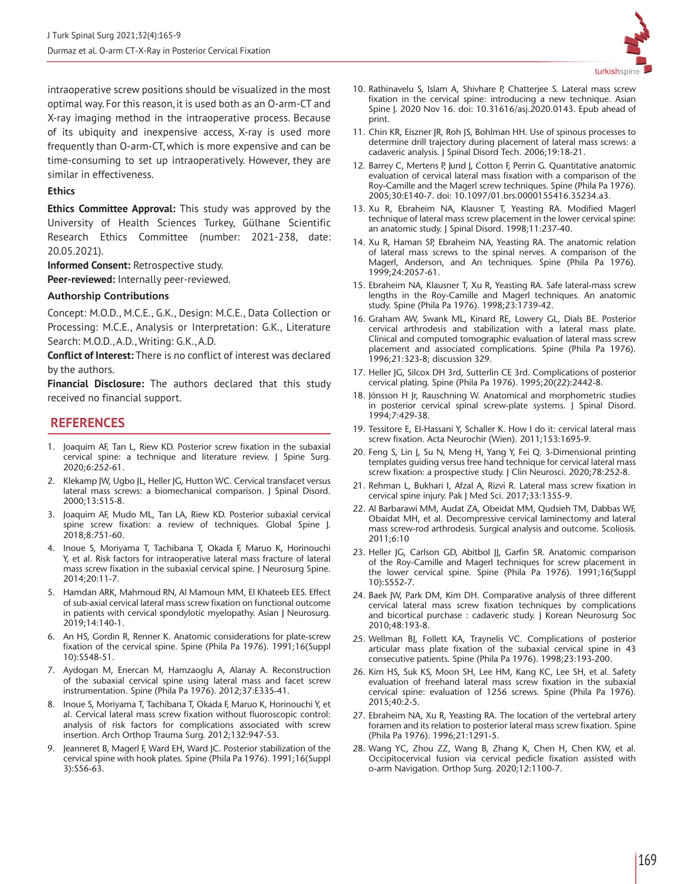intraoperative screw positions should be visualized in the most optimal way. For this reason, it is used both as an O-arm-CT and X-ray imaging method in the intraoperative process. Because of its ubiquity and inexpensive access, X-ray is used more frequently than O-arm-CT, which is more expensive and can be time-consuming to set up intraoperatively. However, they are similar in effectiveness.

### Ethics

**Ethics Committee Approval:** This study was approved by the University of Health Sciences Turkey, Gülhane Scientific Research Ethics Committee (number: 2021-238, date: 20.05.2021).

**Informed Consent:** Retrospective study.

**Peer-reviewed:** Internally peer-reviewed.

### Authorship Contributions

Concept: M.O.D., M.C.E., G.K., Design: M.C.E., Data Collection or Processing: M.C.E., Analysis or Interpretation: G.K., Literature Search: M.O.D., A.D., Writing: G.K., A.D.

**Conflict of Interest:** There is no conflict of interest was declared by the authors.

**Financial Disclosure:** The authors declared that this study received no financial support.

## REFERENCES

1. Joaquim AF, Tan L, Riew KD. Posterior screw fixation in the subaxial cervical spine: a technique and literature review. J Spine Surg. 2020;6:252-61.
2. Klekamp JW, Ugbo JL, Heller JG, Hutton WC. Cervical transfacet versus lateral mass screws: a biomechanical comparison. J Spinal Disord. 2000;13:515-8.
3. Joaquim AF, Mudo ML, Tan LA, Riew KD. Posterior subaxial cervical spine screw fixation: a review of techniques. Global Spine J. 2018;8:751-60.
4. Inoue S, Moriyama T, Tachibana T, Okada F, Maruo K, Horinouchi Y, et al. Risk factors for intraoperative lateral mass fracture of lateral mass screw fixation in the subaxial cervical spine. J Neurosurg Spine. 2014;20:11-7.
5. Hamdan ARK, Mahmoud RN, Al Mamoun MM, El Khateeb EES. Effect of sub-axial cervical lateral mass screw fixation on functional outcome in patients with cervical spondylotic myelopathy. Asian J Neurosurg. 2019;14:140-1.
6. An HS, Gordin R, Renner K. Anatomic considerations for plate-screw fixation of the cervical spine. Spine (Phila Pa 1976). 1991;16(Suppl 10):S548-51.
7. Aydogan M, Enercan M, Hamzaoglu A, Alanay A. Reconstruction of the subaxial cervical spine using lateral mass and facet screw instrumentation. Spine (Phila Pa 1976). 2012;37:E335-41.
8. Inoue S, Moriyama T, Tachibana T, Okada F, Maruo K, Horinouchi Y, et al. Cervical lateral mass screw fixation without fluoroscopic control: analysis of risk factors for complications associated with screw insertion. Arch Orthop Trauma Surg. 2012;132:947-53.
9. Jeanneret B, Magerl F, Ward EH, Ward JC. Posterior stabilization of the cervical spine with hook plates. Spine (Phila Pa 1976). 1991;16(Suppl 3):S56-63.
10. Rathinavelu S, Islam A, Shivhare P, Chatterjee S. Lateral mass screw fixation in the cervical spine: introducing a new technique. Asian Spine J. 2020 Nov 16. doi: 10.31616/asj.2020.0143. Epub ahead of print.
11. Chin KR, Eiszner JR, Roh JS, Bohlman HH. Use of spinous processes to determine drill trajectory during placement of lateral mass screws: a cadaveric analysis. J Spinal Disord Tech. 2006;19:18-21.
12. Barrey C, Mertens P, Jund J, Cotton F, Perrin G. Quantitative anatomic evaluation of cervical lateral mass fixation with a comparison of the Roy-Camille and the Magerl screw techniques. Spine (Phila Pa 1976). 2005;30:E140-7. doi: 10.1097/01.brs.0000155416.35234.a3.
13. Xu R, Ebraheim NA, Klausner T, Yeasting RA. Modified Magerl technique of lateral mass screw placement in the lower cervical spine: an anatomic study. J Spinal Disord. 1998;11:237-40.
14. Xu R, Haman SP, Ebraheim NA, Yeasting RA. The anatomic relation of lateral mass screws to the spinal nerves. A comparison of the Magerl, Anderson, and An techniques. Spine (Phila Pa 1976). 1999;24:2057-61.
15. Ebraheim NA, Klausner T, Xu R, Yeasting RA. Safe lateral-mass screw lengths in the Roy-Camille and Magerl techniques. An anatomic study. Spine (Phila Pa 1976). 1998;23:1739-42.
16. Graham AW, Swank ML, Kinard RE, Lowery GL, Dials BE. Posterior cervical arthrodesis and stabilization with a lateral mass plate. Clinical and computed tomographic evaluation of lateral mass screw placement and associated complications. Spine (Phila Pa 1976). 1996;21:323-8; discussion 329.
17. Heller JG, Silcox DH 3rd, Sutterlin CE 3rd. Complications of posterior cervical plating. Spine (Phila Pa 1976). 1995;20(22):2442-8.
18. Jónsson H Jr, Rauschning W. Anatomical and morphometric studies in posterior cervical spinal screw-plate systems. J Spinal Disord. 1994;7:429-38.
19. Tessitore E, El-Hassani Y, Schaller K. How I do it: cervical lateral mass screw fixation. Acta Neurochir (Wien). 2011;153:1695-9.
20. Feng S, Lin J, Su N, Meng H, Yang Y, Fei Q. 3-Dimensional printing templates guiding versus free hand technique for cervical lateral mass screw fixation: a prospective study. J Clin Neurosci. 2020;78:252-8.
21. Rehman L, Bukhari I, Afzal A, Rizvi R. Lateral mass screw fixation in cervical spine injury. Pak J Med Sci. 2017;33:1355-9.
22. Al Barbarawi MM, Audat ZA, Obeidat MM, Qudsieh TM, Dabbas WF, Obaidat MH, et al. Decompressive cervical laminectomy and lateral mass screw-rod arthrodesis. Surgical analysis and outcome. Scoliosis. 2011;6:10
23. Heller JG, Carlson GD, Abitbol JJ, Garfin SR. Anatomic comparison of the Roy-Camille and Magerl techniques for screw placement in the lower cervical spine. Spine (Phila Pa 1976). 1991;16(Suppl 10):S552-7.
24. Baek JW, Park DM, Kim DH. Comparative analysis of three different cervical lateral mass screw fixation techniques by complications and bicortical purchase : cadaveric study. J Korean Neurosurg Soc 2010;48:193-8.
25. Wellman BJ, Follett KA, Traynelis VC. Complications of posterior articular mass plate fixation of the subaxial cervical spine in 43 consecutive patients. Spine (Phila Pa 1976). 1998;23:193-200.
26. Kim HS, Suk KS, Moon SH, Lee HM, Kang KC, Lee SH, et al. Safety evaluation of freehand lateral mass screw fixation in the subaxial cervical spine: evaluation of 1256 screws. Spine (Phila Pa 1976). 2015;40:2-5.
27. Ebraheim NA, Xu R, Yeasting RA. The location of the vertebral artery foramen and its relation to posterior lateral mass screw fixation. Spine (Phila Pa 1976). 1996;21:1291-5.
28. Wang YC, Zhou ZZ, Wang B, Zhang K, Chen H, Chen KW, et al. Occipitocervical fusion via cervical pedicle fixation assisted with o-arm Navigation. Orthop Surg. 2020;12:1100-7.